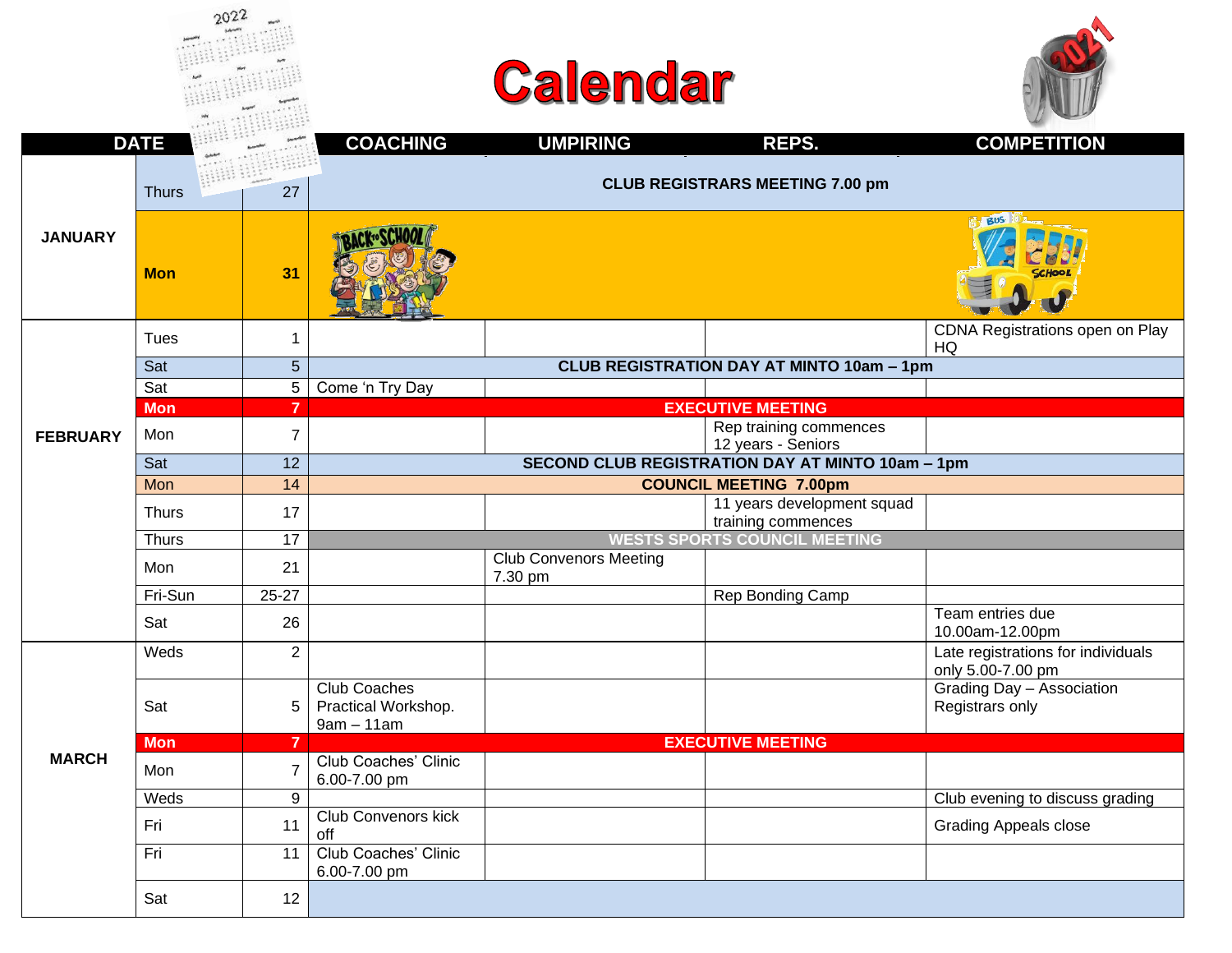# Calendar

| DATE | | | COACHING | UMPIRING | REPS. | COMPETITION |
|---|---|---|---|---|---|---|
| **JANUARY** | Thurs | 27 | **CLUB REGISTRARS MEETING 7.00 pm** | | | |
| | **Mon** | **31** | | | | |
| **FEBRUARY** | Tues | 1 | | | | CDNA Registrations open on Play HQ |
| | Sat | 5 | **CLUB REGISTRATION DAY AT MINTO 10am – 1pm** | | | |
| | Sat | 5 | Come 'n Try Day | | | |
| | **Mon** | **7** | **EXECUTIVE MEETING** | | | |
| | Mon | 7 | | | Rep training commences 12 years - Seniors | |
| | Sat | 12 | **SECOND CLUB REGISTRATION DAY AT MINTO 10am – 1pm** | | | |
| | Mon | 14 | **COUNCIL MEETING 7.00pm** | | | |
| | Thurs | 17 | | | 11 years development squad training commences | |
| | Thurs | 17 | **WESTS SPORTS COUNCIL MEETING** | | | |
| | Mon | 21 | | Club Convenors Meeting 7.30 pm | | |
| | Fri-Sun | 25-27 | | | Rep Bonding Camp | |
| | Sat | 26 | | | | Team entries due 10.00am-12.00pm |
| **MARCH** | Weds | 2 | | | | Late registrations for individuals only 5.00-7.00 pm |
| | Sat | 5 | Club Coaches Practical Workshop. 9am – 11am | | | Grading Day – Association Registrars only |
| | **Mon** | **7** | **EXECUTIVE MEETING** | | | |
| | Mon | 7 | Club Coaches' Clinic 6.00-7.00 pm | | | |
| | Weds | 9 | | | | Club evening to discuss grading |
| | Fri | 11 | Club Convenors kick off | | | Grading Appeals close |
| | Fri | 11 | Club Coaches' Clinic 6.00-7.00 pm | | | |
| | Sat | 12 | | | | |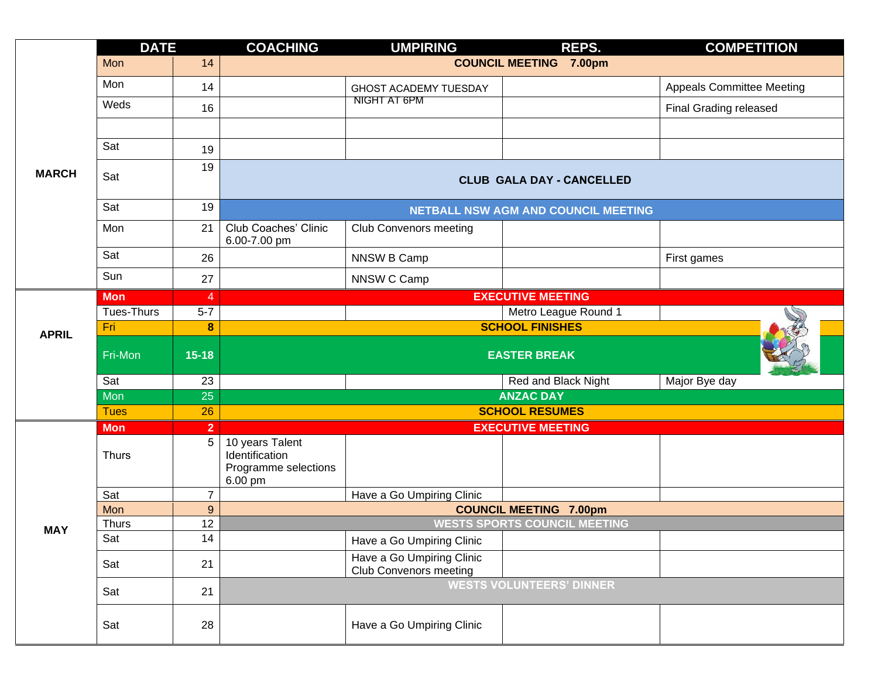| | DATE | | COACHING | UMPIRING | REPS. | COMPETITION |
|---|---|---|---|---|---|---|
| MARCH | Mon | 14 | COUNCIL MEETING 7.00pm | | | |
| | Mon | 14 | | GHOST ACADEMY TUESDAY NIGHT AT 6PM | | Appeals Committee Meeting |
| | Weds | 16 | | | | Final Grading released |
| | | | | | | |
| | Sat | 19 | | | | |
| | Sat | 19 | CLUB GALA DAY - CANCELLED | | | |
| | Sat | 19 | NETBALL NSW AGM AND COUNCIL MEETING | | | |
| | Mon | 21 | Club Coaches' Clinic 6.00-7.00 pm | Club Convenors meeting | | |
| | Sat | 26 | | NNSW B Camp | | First games |
| | Sun | 27 | | NNSW C Camp | | |
| APRIL | Mon | 4 | EXECUTIVE MEETING | | | |
| | Tues-Thurs | 5-7 | | | Metro League Round 1 | |
| | Fri | 8 | SCHOOL FINISHES | | | |
| | Fri-Mon | 15-18 | EASTER BREAK | | | |
| | Sat | 23 | | | Red and Black Night | Major Bye day |
| | Mon | 25 | ANZAC DAY | | | |
| | Tues | 26 | SCHOOL RESUMES | | | |
| MAY | Mon | 2 | EXECUTIVE MEETING | | | |
| | Thurs | 5 | 10 years Talent Identification Programme selections 6.00 pm | | | |
| | Sat | 7 | | Have a Go Umpiring Clinic | | |
| | Mon | 9 | COUNCIL MEETING 7.00pm | | | |
| | Thurs | 12 | WESTS SPORTS COUNCIL MEETING | | | |
| | Sat | 14 | | Have a Go Umpiring Clinic | | |
| | Sat | 21 | | Have a Go Umpiring Clinic Club Convenors meeting | | |
| | Sat | 21 | WESTS VOLUNTEERS' DINNER | | | |
| | Sat | 28 | | Have a Go Umpiring Clinic | | |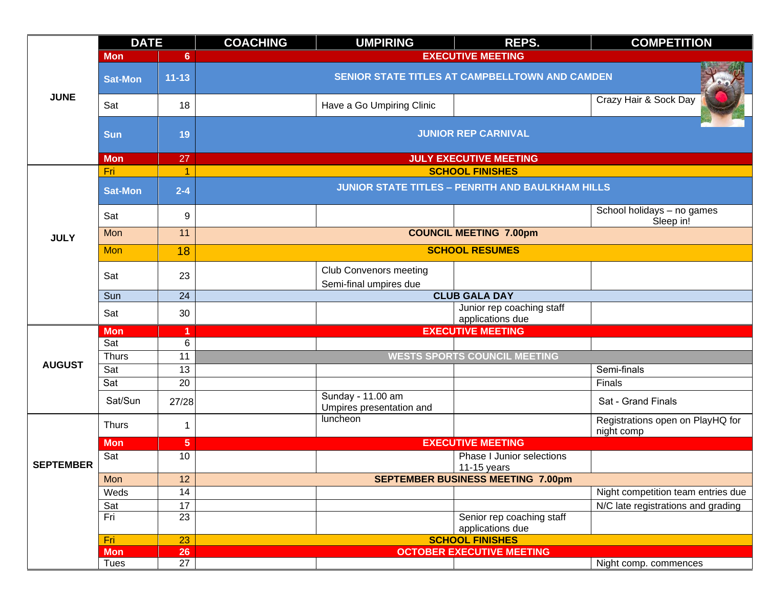| | DATE | | COACHING | UMPIRING | REPS. | COMPETITION |
|---|---|---|---|---|---|---|
| **JUNE** | **Mon** | **6** | **EXECUTIVE MEETING** | | | |
| | **Sat-Mon** | **11-13** | **SENIOR STATE TITLES AT CAMPBELLTOWN AND CAMDEN** | | | |
| | Sat | 18 | | Have a Go Umpiring Clinic | | Crazy Hair & Sock Day |
| | **Sun** | **19** | **JUNIOR REP CARNIVAL** | | | |
| | **Mon** | 27 | **JULY EXECUTIVE MEETING** | | | |
| **JULY** | Fri | 1 | **SCHOOL FINISHES** | | | |
| | **Sat-Mon** | **2-4** | **JUNIOR STATE TITLES – PENRITH AND BAULKHAM HILLS** | | | |
| | Sat | 9 | | | | School holidays – no games Sleep in! |
| | Mon | 11 | **COUNCIL MEETING 7.00pm** | | | |
| | Mon | 18 | **SCHOOL RESUMES** | | | |
| | Sat | 23 | | Club Convenors meeting Semi-final umpires due | | |
| | Sun | 24 | **CLUB GALA DAY** | | | |
| | Sat | 30 | | | Junior rep coaching staff applications due | |
| **AUGUST** | **Mon** | **1** | **EXECUTIVE MEETING** | | | |
| | Sat | 6 | | | | |
| | Thurs | 11 | **WESTS SPORTS COUNCIL MEETING** | | | |
| | Sat | 13 | | | | Semi-finals |
| | Sat | 20 | | | | Finals |
| | Sat/Sun | 27/28 | | Sunday - 11.00 am Umpires presentation and luncheon | | Sat - Grand Finals |
| **SEPTEMBER** | Thurs | 1 | | | | Registrations open on PlayHQ for night comp |
| | **Mon** | **5** | **EXECUTIVE MEETING** | | | |
| | Sat | 10 | | | Phase I Junior selections 11-15 years | |
| | Mon | 12 | **SEPTEMBER BUSINESS MEETING 7.00pm** | | | |
| | Weds | 14 | | | | Night competition team entries due |
| | Sat | 17 | | | | N/C late registrations and grading |
| | Fri | 23 | | | Senior rep coaching staff applications due | |
| | Fri | 23 | **SCHOOL FINISHES** | | | |
| | **Mon** | **26** | **OCTOBER EXECUTIVE MEETING** | | | |
| | Tues | 27 | | | | Night comp. commences |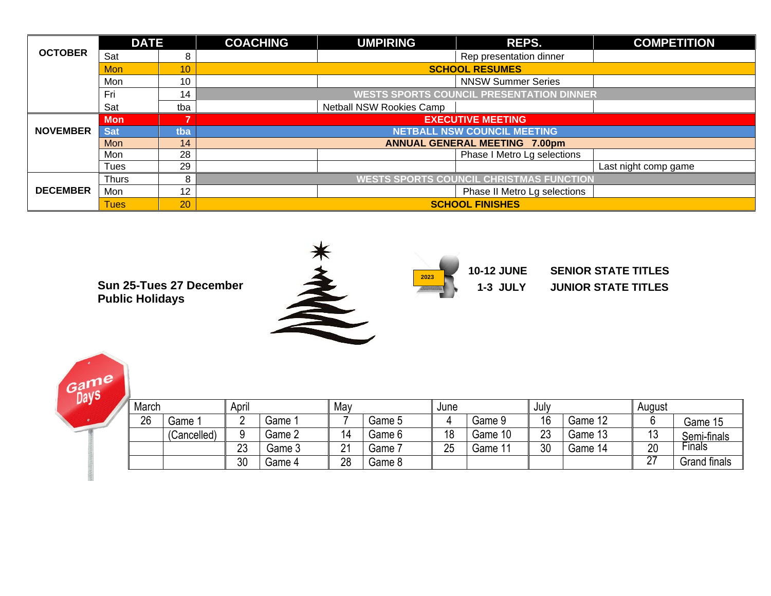| | DATE | | COACHING | UMPIRING | REPS. | COMPETITION |
|---|---|---|---|---|---|---|
| **OCTOBER** | Sat | 8 | | | Rep presentation dinner | |
| | Mon | 10 | **SCHOOL RESUMES** | | | |
| | Mon | 10 | | | NNSW Summer Series | |
| | Fri | 14 | **WESTS SPORTS COUNCIL PRESENTATION DINNER** | | | |
| | Sat | tba | | Netball NSW Rookies Camp | | |
| **NOVEMBER** | **Mon** | **7** | **EXECUTIVE MEETING** | | | |
| | **Sat** | **tba** | **NETBALL NSW COUNCIL MEETING** | | | |
| | Mon | 14 | **ANNUAL GENERAL MEETING 7.00pm** | | | |
| | Mon | 28 | | | Phase I Metro Lg selections | |
| | Tues | 29 | | | | Last night comp game |
| **DECEMBER** | Thurs | 8 | **WESTS SPORTS COUNCIL CHRISTMAS FUNCTION** | | | |
| | Mon | 12 | | | Phase II Metro Lg selections | |
| | Tues | 20 | **SCHOOL FINISHES** | | | |

**Sun 25-Tues 27 December**
**Public Holidays**

2023

| | |
|---|---|
| **10-12 JUNE** | **SENIOR STATE TITLES** |
| **1-3 JULY** | **JUNIOR STATE TITLES** |

Game Days

| March | | April | | May | | June | | July | | August | |
|---|---|---|---|---|---|---|---|---|---|---|---|
| 26 | Game 1 | 2 | Game 1 | 7 | Game 5 | 4 | Game 9 | 16 | Game 12 | 6 | Game 15 |
| | (Cancelled) | 9 | Game 2 | 14 | Game 6 | 18 | Game 10 | 23 | Game 13 | 13 | Semi-finals |
| | | 23 | Game 3 | 21 | Game 7 | 25 | Game 11 | 30 | Game 14 | 20 | Finals |
| | | 30 | Game 4 | 28 | Game 8 | | | | | 27 | Grand finals |